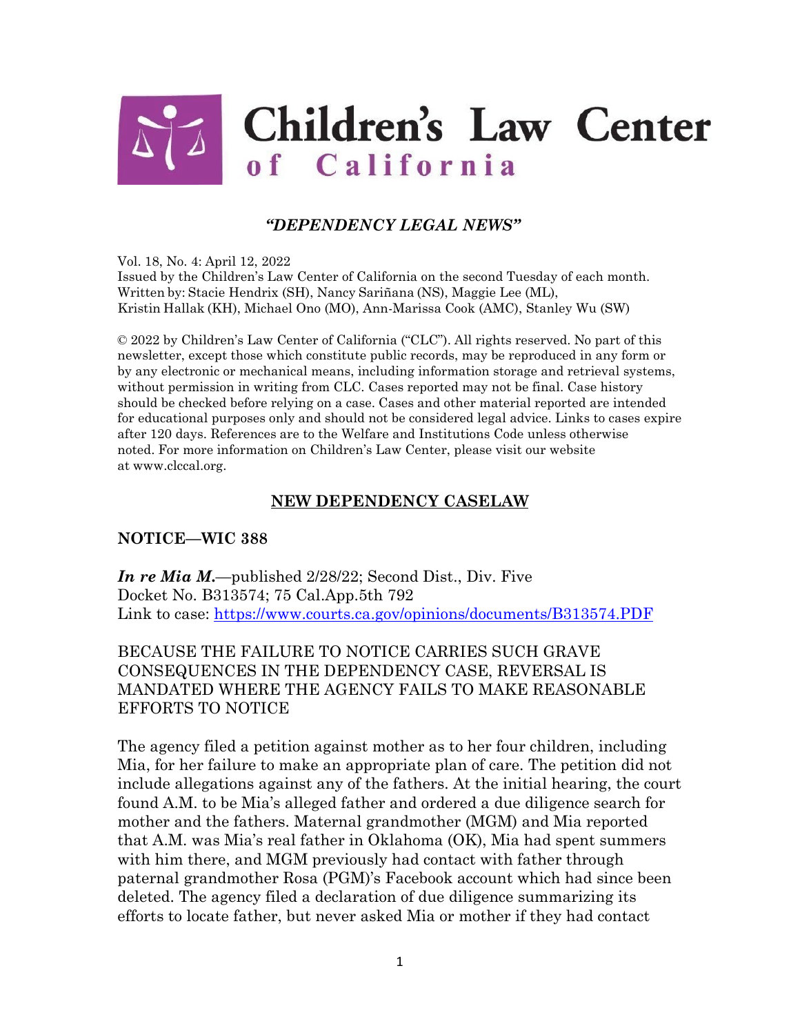# Children's Law Center of California

## *"DEPENDENCY LEGAL NEWS"*

Vol. 18, No. 4: April 12, 2022
Issued by the Children's Law Center of California on the second Tuesday of each month.
Written by: Stacie Hendrix (SH), Nancy Sariñana (NS), Maggie Lee (ML), Kristin Hallak (KH), Michael Ono (MO), Ann-Marissa Cook (AMC), Stanley Wu (SW)

© 2022 by Children's Law Center of California ("CLC"). All rights reserved. No part of this newsletter, except those which constitute public records, may be reproduced in any form or by any electronic or mechanical means, including information storage and retrieval systems, without permission in writing from CLC. Cases reported may not be final. Case history should be checked before relying on a case. Cases and other material reported are intended for educational purposes only and should not be considered legal advice. Links to cases expire after 120 days. References are to the Welfare and Institutions Code unless otherwise noted. For more information on Children's Law Center, please visit our website at www.clccal.org.

## NEW DEPENDENCY CASELAW

### NOTICE—WIC 388

***In re Mia M.***—published 2/28/22; Second Dist., Div. Five
Docket No. B313574; 75 Cal.App.5th 792
Link to case: [https://www.courts.ca.gov/opinions/documents/B313574.PDF](https://www.courts.ca.gov/opinions/documents/B313574.PDF)

BECAUSE THE FAILURE TO NOTICE CARRIES SUCH GRAVE CONSEQUENCES IN THE DEPENDENCY CASE, REVERSAL IS MANDATED WHERE THE AGENCY FAILS TO MAKE REASONABLE EFFORTS TO NOTICE

The agency filed a petition against mother as to her four children, including Mia, for her failure to make an appropriate plan of care. The petition did not include allegations against any of the fathers. At the initial hearing, the court found A.M. to be Mia's alleged father and ordered a due diligence search for mother and the fathers. Maternal grandmother (MGM) and Mia reported that A.M. was Mia's real father in Oklahoma (OK), Mia had spent summers with him there, and MGM previously had contact with father through paternal grandmother Rosa (PGM)'s Facebook account which had since been deleted. The agency filed a declaration of due diligence summarizing its efforts to locate father, but never asked Mia or mother if they had contact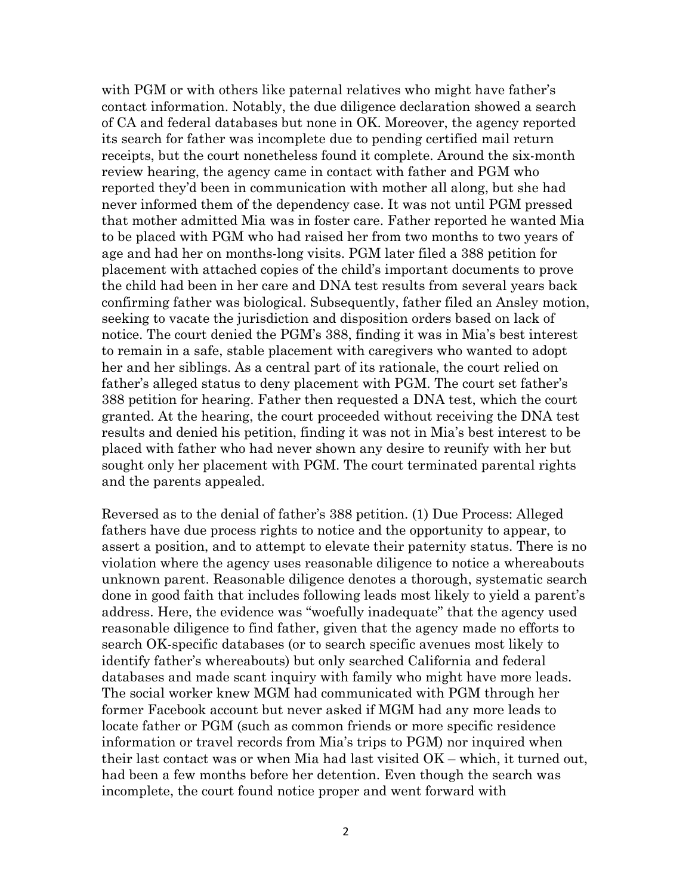with PGM or with others like paternal relatives who might have father's contact information. Notably, the due diligence declaration showed a search of CA and federal databases but none in OK. Moreover, the agency reported its search for father was incomplete due to pending certified mail return receipts, but the court nonetheless found it complete. Around the six-month review hearing, the agency came in contact with father and PGM who reported they'd been in communication with mother all along, but she had never informed them of the dependency case. It was not until PGM pressed that mother admitted Mia was in foster care. Father reported he wanted Mia to be placed with PGM who had raised her from two months to two years of age and had her on months-long visits. PGM later filed a 388 petition for placement with attached copies of the child's important documents to prove the child had been in her care and DNA test results from several years back confirming father was biological. Subsequently, father filed an Ansley motion, seeking to vacate the jurisdiction and disposition orders based on lack of notice. The court denied the PGM's 388, finding it was in Mia's best interest to remain in a safe, stable placement with caregivers who wanted to adopt her and her siblings. As a central part of its rationale, the court relied on father's alleged status to deny placement with PGM. The court set father's 388 petition for hearing. Father then requested a DNA test, which the court granted. At the hearing, the court proceeded without receiving the DNA test results and denied his petition, finding it was not in Mia's best interest to be placed with father who had never shown any desire to reunify with her but sought only her placement with PGM. The court terminated parental rights and the parents appealed.

Reversed as to the denial of father's 388 petition. (1) Due Process: Alleged fathers have due process rights to notice and the opportunity to appear, to assert a position, and to attempt to elevate their paternity status. There is no violation where the agency uses reasonable diligence to notice a whereabouts unknown parent. Reasonable diligence denotes a thorough, systematic search done in good faith that includes following leads most likely to yield a parent's address. Here, the evidence was "woefully inadequate" that the agency used reasonable diligence to find father, given that the agency made no efforts to search OK-specific databases (or to search specific avenues most likely to identify father's whereabouts) but only searched California and federal databases and made scant inquiry with family who might have more leads. The social worker knew MGM had communicated with PGM through her former Facebook account but never asked if MGM had any more leads to locate father or PGM (such as common friends or more specific residence information or travel records from Mia's trips to PGM) nor inquired when their last contact was or when Mia had last visited OK – which, it turned out, had been a few months before her detention. Even though the search was incomplete, the court found notice proper and went forward with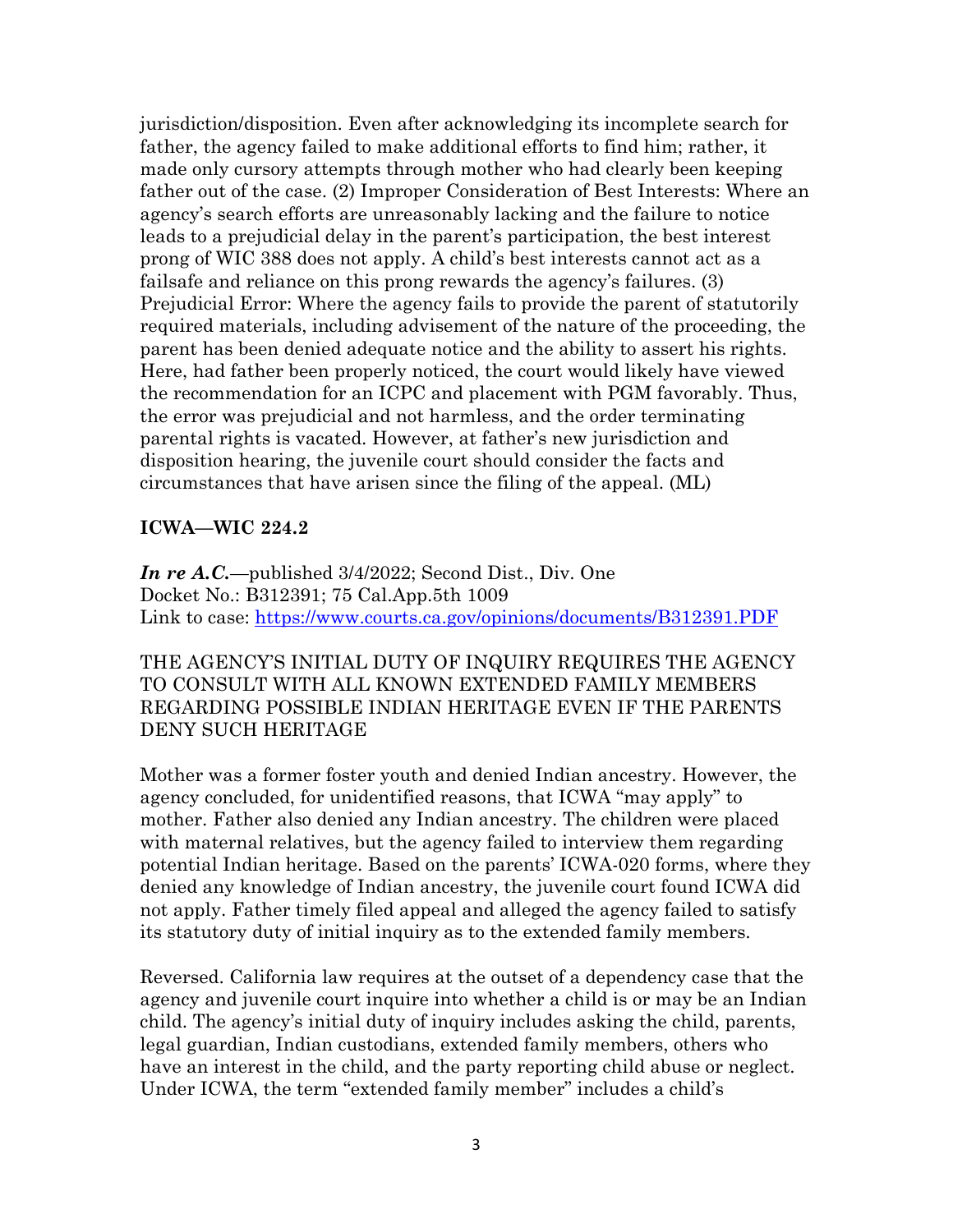jurisdiction/disposition. Even after acknowledging its incomplete search for father, the agency failed to make additional efforts to find him; rather, it made only cursory attempts through mother who had clearly been keeping father out of the case. (2) Improper Consideration of Best Interests: Where an agency's search efforts are unreasonably lacking and the failure to notice leads to a prejudicial delay in the parent's participation, the best interest prong of WIC 388 does not apply. A child's best interests cannot act as a failsafe and reliance on this prong rewards the agency's failures. (3) Prejudicial Error: Where the agency fails to provide the parent of statutorily required materials, including advisement of the nature of the proceeding, the parent has been denied adequate notice and the ability to assert his rights. Here, had father been properly noticed, the court would likely have viewed the recommendation for an ICPC and placement with PGM favorably. Thus, the error was prejudicial and not harmless, and the order terminating parental rights is vacated. However, at father's new jurisdiction and disposition hearing, the juvenile court should consider the facts and circumstances that have arisen since the filing of the appeal. (ML)

## ICWA—WIC 224.2

***In re A.C.***—published 3/4/2022; Second Dist., Div. One
Docket No.: B312391; 75 Cal.App.5th 1009
Link to case: https://www.courts.ca.gov/opinions/documents/B312391.PDF

THE AGENCY'S INITIAL DUTY OF INQUIRY REQUIRES THE AGENCY TO CONSULT WITH ALL KNOWN EXTENDED FAMILY MEMBERS REGARDING POSSIBLE INDIAN HERITAGE EVEN IF THE PARENTS DENY SUCH HERITAGE

Mother was a former foster youth and denied Indian ancestry. However, the agency concluded, for unidentified reasons, that ICWA "may apply" to mother. Father also denied any Indian ancestry. The children were placed with maternal relatives, but the agency failed to interview them regarding potential Indian heritage. Based on the parents' ICWA-020 forms, where they denied any knowledge of Indian ancestry, the juvenile court found ICWA did not apply. Father timely filed appeal and alleged the agency failed to satisfy its statutory duty of initial inquiry as to the extended family members.

Reversed. California law requires at the outset of a dependency case that the agency and juvenile court inquire into whether a child is or may be an Indian child. The agency's initial duty of inquiry includes asking the child, parents, legal guardian, Indian custodians, extended family members, others who have an interest in the child, and the party reporting child abuse or neglect. Under ICWA, the term "extended family member" includes a child's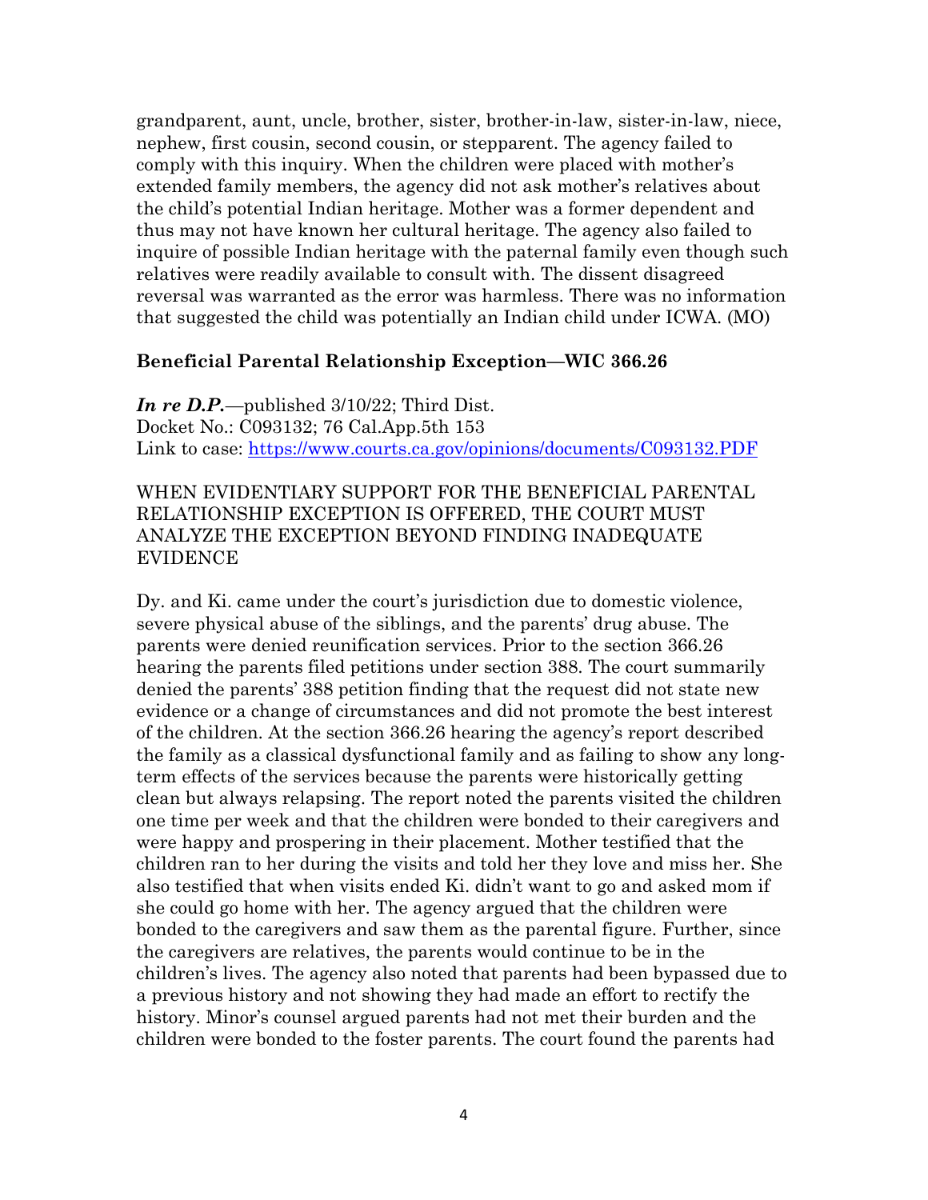grandparent, aunt, uncle, brother, sister, brother-in-law, sister-in-law, niece, nephew, first cousin, second cousin, or stepparent. The agency failed to comply with this inquiry. When the children were placed with mother's extended family members, the agency did not ask mother's relatives about the child's potential Indian heritage. Mother was a former dependent and thus may not have known her cultural heritage. The agency also failed to inquire of possible Indian heritage with the paternal family even though such relatives were readily available to consult with. The dissent disagreed reversal was warranted as the error was harmless. There was no information that suggested the child was potentially an Indian child under ICWA. (MO)

### Beneficial Parental Relationship Exception—WIC 366.26

***In re D.P.***—published 3/10/22; Third Dist.
Docket No.: C093132; 76 Cal.App.5th 153
Link to case: [https://www.courts.ca.gov/opinions/documents/C093132.PDF](https://www.courts.ca.gov/opinions/documents/C093132.PDF)

WHEN EVIDENTIARY SUPPORT FOR THE BENEFICIAL PARENTAL RELATIONSHIP EXCEPTION IS OFFERED, THE COURT MUST ANALYZE THE EXCEPTION BEYOND FINDING INADEQUATE EVIDENCE

Dy. and Ki. came under the court's jurisdiction due to domestic violence, severe physical abuse of the siblings, and the parents' drug abuse. The parents were denied reunification services. Prior to the section 366.26 hearing the parents filed petitions under section 388. The court summarily denied the parents' 388 petition finding that the request did not state new evidence or a change of circumstances and did not promote the best interest of the children. At the section 366.26 hearing the agency's report described the family as a classical dysfunctional family and as failing to show any long-term effects of the services because the parents were historically getting clean but always relapsing. The report noted the parents visited the children one time per week and that the children were bonded to their caregivers and were happy and prospering in their placement. Mother testified that the children ran to her during the visits and told her they love and miss her. She also testified that when visits ended Ki. didn't want to go and asked mom if she could go home with her. The agency argued that the children were bonded to the caregivers and saw them as the parental figure. Further, since the caregivers are relatives, the parents would continue to be in the children's lives. The agency also noted that parents had been bypassed due to a previous history and not showing they had made an effort to rectify the history. Minor's counsel argued parents had not met their burden and the children were bonded to the foster parents. The court found the parents had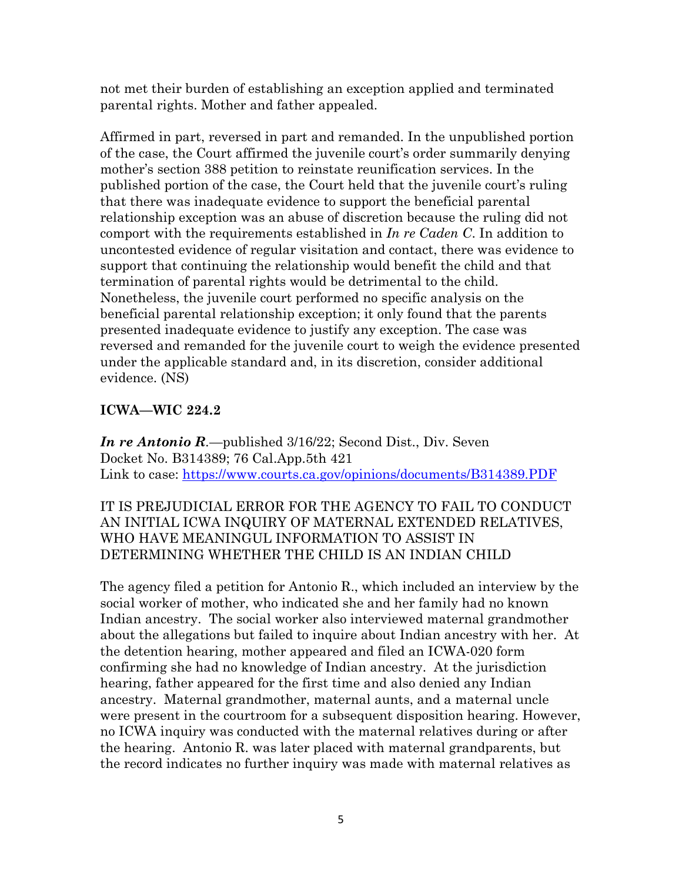not met their burden of establishing an exception applied and terminated parental rights. Mother and father appealed.

Affirmed in part, reversed in part and remanded. In the unpublished portion of the case, the Court affirmed the juvenile court's order summarily denying mother's section 388 petition to reinstate reunification services. In the published portion of the case, the Court held that the juvenile court's ruling that there was inadequate evidence to support the beneficial parental relationship exception was an abuse of discretion because the ruling did not comport with the requirements established in *In re Caden C*. In addition to uncontested evidence of regular visitation and contact, there was evidence to support that continuing the relationship would benefit the child and that termination of parental rights would be detrimental to the child. Nonetheless, the juvenile court performed no specific analysis on the beneficial parental relationship exception; it only found that the parents presented inadequate evidence to justify any exception. The case was reversed and remanded for the juvenile court to weigh the evidence presented under the applicable standard and, in its discretion, consider additional evidence. (NS)

**ICWA—WIC 224.2**

***In re Antonio R.***—published 3/16/22; Second Dist., Div. Seven
Docket No. B314389; 76 Cal.App.5th 421
Link to case: [https://www.courts.ca.gov/opinions/documents/B314389.PDF](https://www.courts.ca.gov/opinions/documents/B314389.PDF)

IT IS PREJUDICIAL ERROR FOR THE AGENCY TO FAIL TO CONDUCT AN INITIAL ICWA INQUIRY OF MATERNAL EXTENDED RELATIVES, WHO HAVE MEANINGUL INFORMATION TO ASSIST IN DETERMINING WHETHER THE CHILD IS AN INDIAN CHILD

The agency filed a petition for Antonio R., which included an interview by the social worker of mother, who indicated she and her family had no known Indian ancestry. The social worker also interviewed maternal grandmother about the allegations but failed to inquire about Indian ancestry with her. At the detention hearing, mother appeared and filed an ICWA-020 form confirming she had no knowledge of Indian ancestry. At the jurisdiction hearing, father appeared for the first time and also denied any Indian ancestry. Maternal grandmother, maternal aunts, and a maternal uncle were present in the courtroom for a subsequent disposition hearing. However, no ICWA inquiry was conducted with the maternal relatives during or after the hearing. Antonio R. was later placed with maternal grandparents, but the record indicates no further inquiry was made with maternal relatives as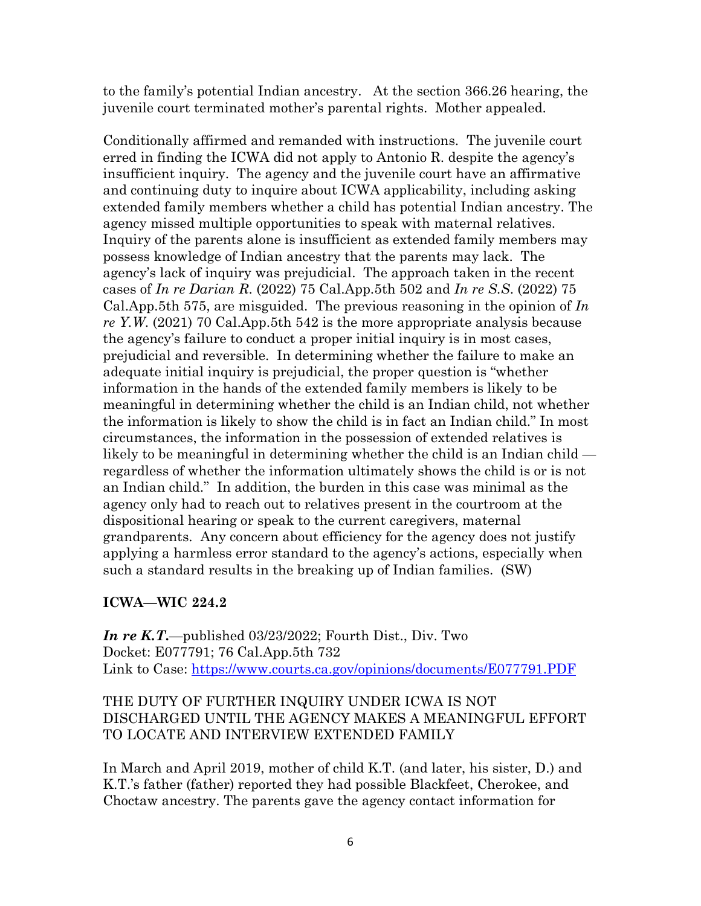to the family's potential Indian ancestry. At the section 366.26 hearing, the juvenile court terminated mother's parental rights. Mother appealed.

Conditionally affirmed and remanded with instructions. The juvenile court erred in finding the ICWA did not apply to Antonio R. despite the agency's insufficient inquiry. The agency and the juvenile court have an affirmative and continuing duty to inquire about ICWA applicability, including asking extended family members whether a child has potential Indian ancestry. The agency missed multiple opportunities to speak with maternal relatives. Inquiry of the parents alone is insufficient as extended family members may possess knowledge of Indian ancestry that the parents may lack. The agency's lack of inquiry was prejudicial. The approach taken in the recent cases of *In re Darian R.* (2022) 75 Cal.App.5th 502 and *In re S.S.* (2022) 75 Cal.App.5th 575, are misguided. The previous reasoning in the opinion of *In re Y.W.* (2021) 70 Cal.App.5th 542 is the more appropriate analysis because the agency's failure to conduct a proper initial inquiry is in most cases, prejudicial and reversible. In determining whether the failure to make an adequate initial inquiry is prejudicial, the proper question is "whether information in the hands of the extended family members is likely to be meaningful in determining whether the child is an Indian child, not whether the information is likely to show the child is in fact an Indian child." In most circumstances, the information in the possession of extended relatives is likely to be meaningful in determining whether the child is an Indian child — regardless of whether the information ultimately shows the child is or is not an Indian child." In addition, the burden in this case was minimal as the agency only had to reach out to relatives present in the courtroom at the dispositional hearing or speak to the current caregivers, maternal grandparents. Any concern about efficiency for the agency does not justify applying a harmless error standard to the agency's actions, especially when such a standard results in the breaking up of Indian families. (SW)

**ICWA—WIC 224.2**

***In re K.T.***—published 03/23/2022; Fourth Dist., Div. Two
Docket: E077791; 76 Cal.App.5th 732
Link to Case: https://www.courts.ca.gov/opinions/documents/E077791.PDF

THE DUTY OF FURTHER INQUIRY UNDER ICWA IS NOT DISCHARGED UNTIL THE AGENCY MAKES A MEANINGFUL EFFORT TO LOCATE AND INTERVIEW EXTENDED FAMILY

In March and April 2019, mother of child K.T. (and later, his sister, D.) and K.T.'s father (father) reported they had possible Blackfeet, Cherokee, and Choctaw ancestry. The parents gave the agency contact information for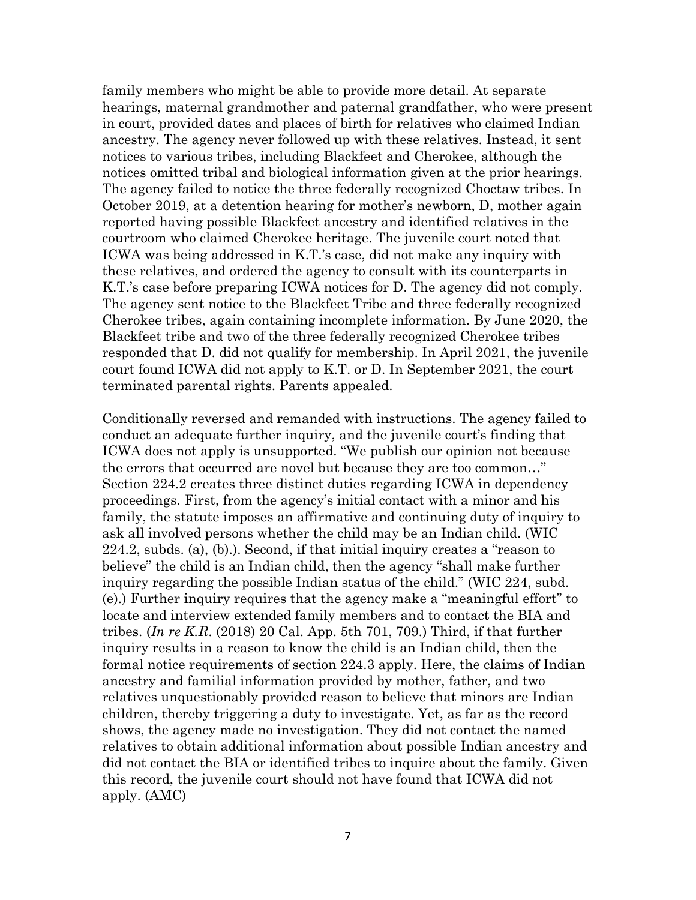family members who might be able to provide more detail. At separate hearings, maternal grandmother and paternal grandfather, who were present in court, provided dates and places of birth for relatives who claimed Indian ancestry. The agency never followed up with these relatives. Instead, it sent notices to various tribes, including Blackfeet and Cherokee, although the notices omitted tribal and biological information given at the prior hearings. The agency failed to notice the three federally recognized Choctaw tribes. In October 2019, at a detention hearing for mother's newborn, D, mother again reported having possible Blackfeet ancestry and identified relatives in the courtroom who claimed Cherokee heritage. The juvenile court noted that ICWA was being addressed in K.T.'s case, did not make any inquiry with these relatives, and ordered the agency to consult with its counterparts in K.T.'s case before preparing ICWA notices for D. The agency did not comply. The agency sent notice to the Blackfeet Tribe and three federally recognized Cherokee tribes, again containing incomplete information. By June 2020, the Blackfeet tribe and two of the three federally recognized Cherokee tribes responded that D. did not qualify for membership. In April 2021, the juvenile court found ICWA did not apply to K.T. or D. In September 2021, the court terminated parental rights. Parents appealed.

Conditionally reversed and remanded with instructions. The agency failed to conduct an adequate further inquiry, and the juvenile court's finding that ICWA does not apply is unsupported. "We publish our opinion not because the errors that occurred are novel but because they are too common…" Section 224.2 creates three distinct duties regarding ICWA in dependency proceedings. First, from the agency's initial contact with a minor and his family, the statute imposes an affirmative and continuing duty of inquiry to ask all involved persons whether the child may be an Indian child. (WIC 224.2, subds. (a), (b).). Second, if that initial inquiry creates a "reason to believe" the child is an Indian child, then the agency "shall make further inquiry regarding the possible Indian status of the child." (WIC 224, subd. (e).) Further inquiry requires that the agency make a "meaningful effort" to locate and interview extended family members and to contact the BIA and tribes. (*In re K.R.* (2018) 20 Cal. App. 5th 701, 709.) Third, if that further inquiry results in a reason to know the child is an Indian child, then the formal notice requirements of section 224.3 apply. Here, the claims of Indian ancestry and familial information provided by mother, father, and two relatives unquestionably provided reason to believe that minors are Indian children, thereby triggering a duty to investigate. Yet, as far as the record shows, the agency made no investigation. They did not contact the named relatives to obtain additional information about possible Indian ancestry and did not contact the BIA or identified tribes to inquire about the family. Given this record, the juvenile court should not have found that ICWA did not apply. (AMC)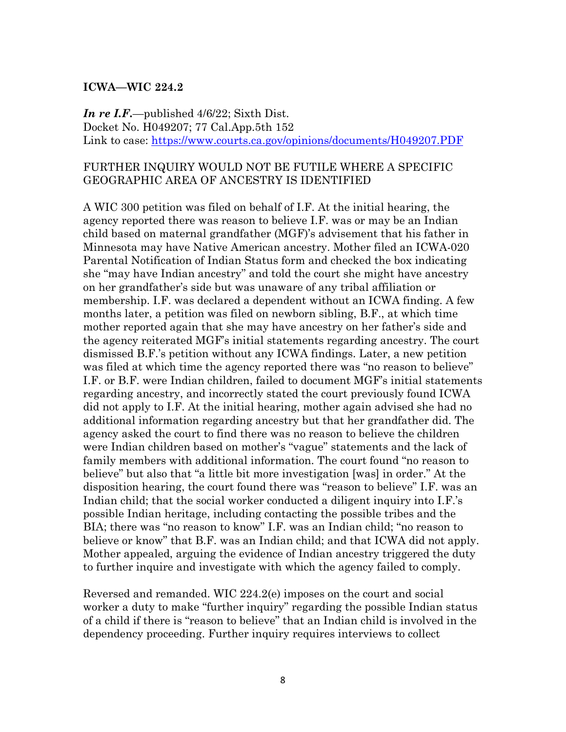**ICWA—WIC 224.2**

***In re I.F.***—published 4/6/22; Sixth Dist.
Docket No. H049207; 77 Cal.App.5th 152
Link to case: https://www.courts.ca.gov/opinions/documents/H049207.PDF

FURTHER INQUIRY WOULD NOT BE FUTILE WHERE A SPECIFIC GEOGRAPHIC AREA OF ANCESTRY IS IDENTIFIED

A WIC 300 petition was filed on behalf of I.F. At the initial hearing, the agency reported there was reason to believe I.F. was or may be an Indian child based on maternal grandfather (MGF)'s advisement that his father in Minnesota may have Native American ancestry. Mother filed an ICWA-020 Parental Notification of Indian Status form and checked the box indicating she "may have Indian ancestry" and told the court she might have ancestry on her grandfather's side but was unaware of any tribal affiliation or membership. I.F. was declared a dependent without an ICWA finding. A few months later, a petition was filed on newborn sibling, B.F., at which time mother reported again that she may have ancestry on her father's side and the agency reiterated MGF's initial statements regarding ancestry. The court dismissed B.F.'s petition without any ICWA findings. Later, a new petition was filed at which time the agency reported there was "no reason to believe" I.F. or B.F. were Indian children, failed to document MGF's initial statements regarding ancestry, and incorrectly stated the court previously found ICWA did not apply to I.F. At the initial hearing, mother again advised she had no additional information regarding ancestry but that her grandfather did. The agency asked the court to find there was no reason to believe the children were Indian children based on mother's "vague" statements and the lack of family members with additional information. The court found "no reason to believe" but also that "a little bit more investigation [was] in order." At the disposition hearing, the court found there was "reason to believe" I.F. was an Indian child; that the social worker conducted a diligent inquiry into I.F.'s possible Indian heritage, including contacting the possible tribes and the BIA; there was "no reason to know" I.F. was an Indian child; "no reason to believe or know" that B.F. was an Indian child; and that ICWA did not apply. Mother appealed, arguing the evidence of Indian ancestry triggered the duty to further inquire and investigate with which the agency failed to comply.

Reversed and remanded. WIC 224.2(e) imposes on the court and social worker a duty to make "further inquiry" regarding the possible Indian status of a child if there is "reason to believe" that an Indian child is involved in the dependency proceeding. Further inquiry requires interviews to collect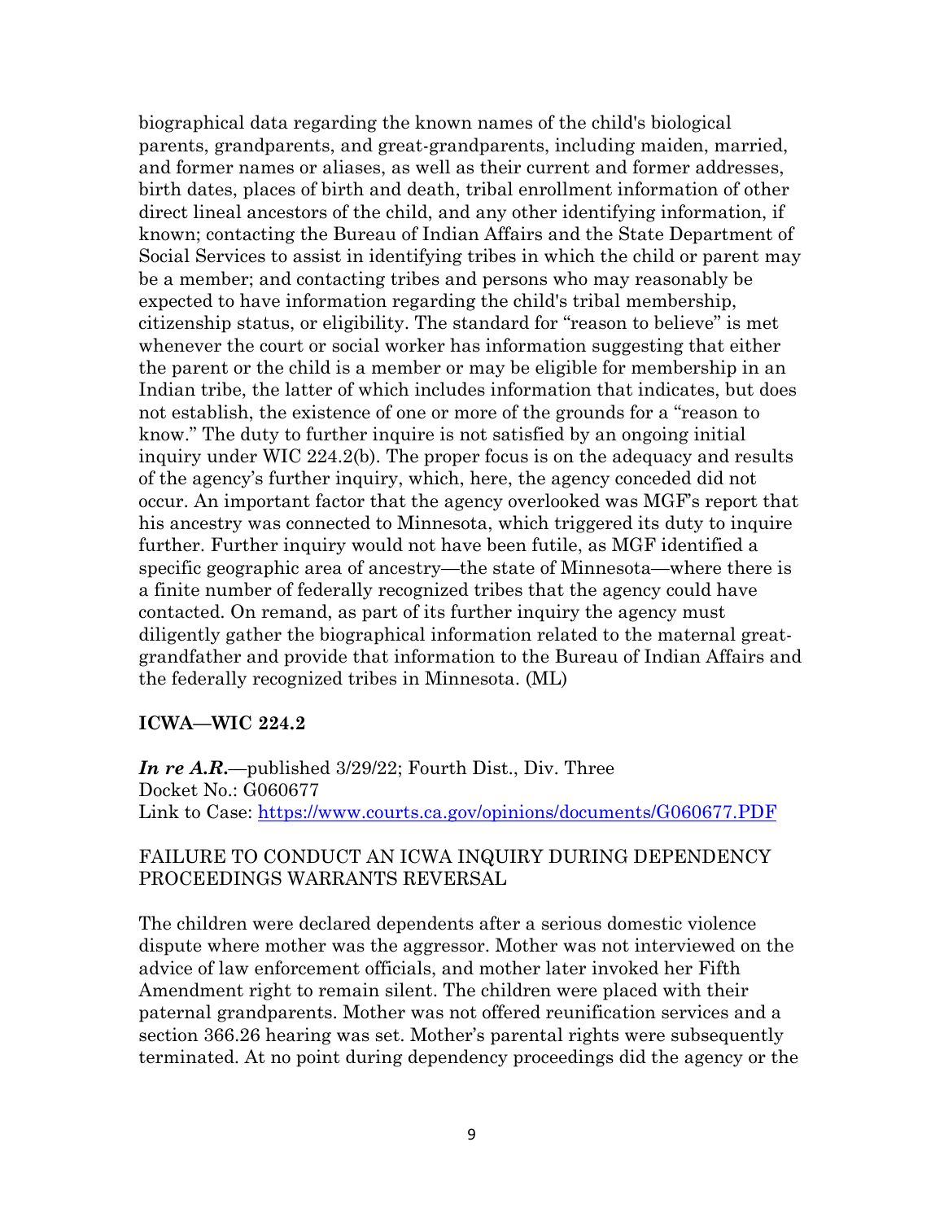biographical data regarding the known names of the child's biological parents, grandparents, and great-grandparents, including maiden, married, and former names or aliases, as well as their current and former addresses, birth dates, places of birth and death, tribal enrollment information of other direct lineal ancestors of the child, and any other identifying information, if known; contacting the Bureau of Indian Affairs and the State Department of Social Services to assist in identifying tribes in which the child or parent may be a member; and contacting tribes and persons who may reasonably be expected to have information regarding the child's tribal membership, citizenship status, or eligibility. The standard for "reason to believe" is met whenever the court or social worker has information suggesting that either the parent or the child is a member or may be eligible for membership in an Indian tribe, the latter of which includes information that indicates, but does not establish, the existence of one or more of the grounds for a "reason to know." The duty to further inquire is not satisfied by an ongoing initial inquiry under WIC 224.2(b). The proper focus is on the adequacy and results of the agency's further inquiry, which, here, the agency conceded did not occur. An important factor that the agency overlooked was MGF's report that his ancestry was connected to Minnesota, which triggered its duty to inquire further. Further inquiry would not have been futile, as MGF identified a specific geographic area of ancestry—the state of Minnesota—where there is a finite number of federally recognized tribes that the agency could have contacted. On remand, as part of its further inquiry the agency must diligently gather the biographical information related to the maternal great-grandfather and provide that information to the Bureau of Indian Affairs and the federally recognized tribes in Minnesota. (ML)

**ICWA—WIC 224.2**

***In re A.R.***—published 3/29/22; Fourth Dist., Div. Three
Docket No.: G060677
Link to Case: https://www.courts.ca.gov/opinions/documents/G060677.PDF

FAILURE TO CONDUCT AN ICWA INQUIRY DURING DEPENDENCY PROCEEDINGS WARRANTS REVERSAL

The children were declared dependents after a serious domestic violence dispute where mother was the aggressor. Mother was not interviewed on the advice of law enforcement officials, and mother later invoked her Fifth Amendment right to remain silent. The children were placed with their paternal grandparents. Mother was not offered reunification services and a section 366.26 hearing was set. Mother's parental rights were subsequently terminated. At no point during dependency proceedings did the agency or the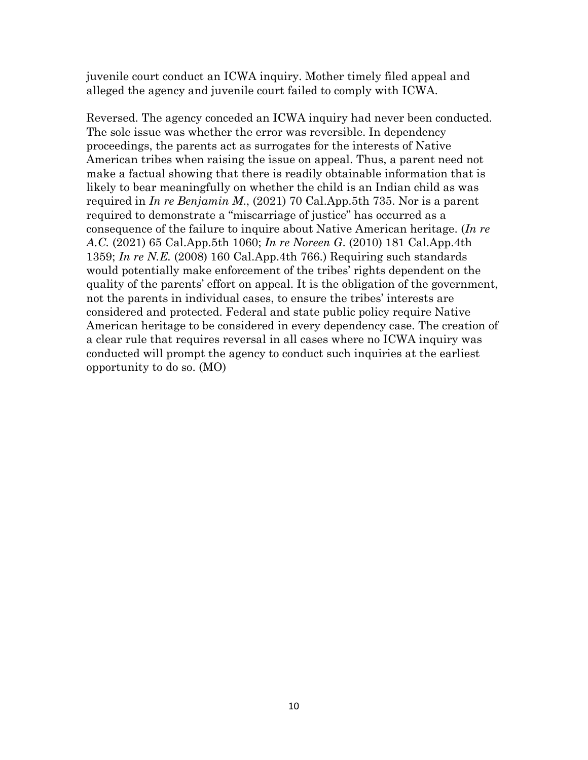juvenile court conduct an ICWA inquiry. Mother timely filed appeal and alleged the agency and juvenile court failed to comply with ICWA.

Reversed. The agency conceded an ICWA inquiry had never been conducted. The sole issue was whether the error was reversible. In dependency proceedings, the parents act as surrogates for the interests of Native American tribes when raising the issue on appeal. Thus, a parent need not make a factual showing that there is readily obtainable information that is likely to bear meaningfully on whether the child is an Indian child as was required in *In re Benjamin M.*, (2021) 70 Cal.App.5th 735. Nor is a parent required to demonstrate a "miscarriage of justice" has occurred as a consequence of the failure to inquire about Native American heritage. (*In re A.C.* (2021) 65 Cal.App.5th 1060; *In re Noreen G.* (2010) 181 Cal.App.4th 1359; *In re N.E.* (2008) 160 Cal.App.4th 766.) Requiring such standards would potentially make enforcement of the tribes' rights dependent on the quality of the parents' effort on appeal. It is the obligation of the government, not the parents in individual cases, to ensure the tribes' interests are considered and protected. Federal and state public policy require Native American heritage to be considered in every dependency case. The creation of a clear rule that requires reversal in all cases where no ICWA inquiry was conducted will prompt the agency to conduct such inquiries at the earliest opportunity to do so. (MO)